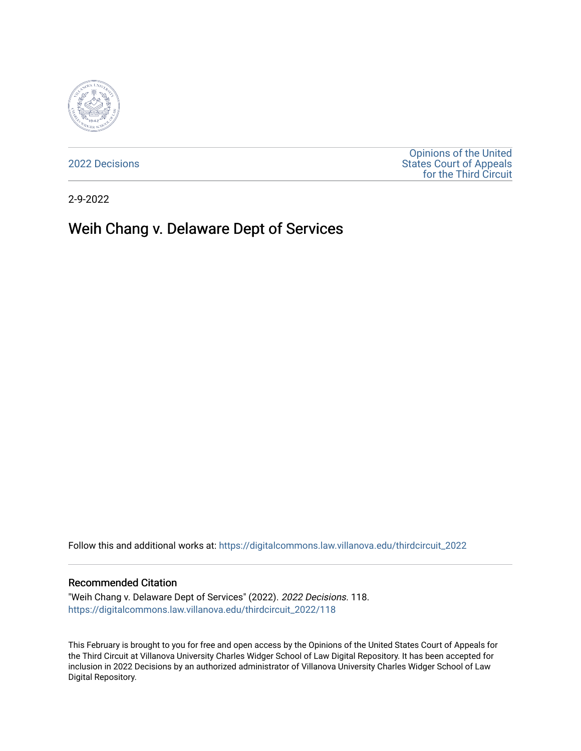2022 Decisions

Opinions of the United States Court of Appeals for the Third Circuit

2-9-2022

# Weih Chang v. Delaware Dept of Services

Follow this and additional works at: https://digitalcommons.law.villanova.edu/thirdcircuit_2022

## Recommended Citation

"Weih Chang v. Delaware Dept of Services" (2022). *2022 Decisions*. 118.
https://digitalcommons.law.villanova.edu/thirdcircuit_2022/118

This February is brought to you for free and open access by the Opinions of the United States Court of Appeals for the Third Circuit at Villanova University Charles Widger School of Law Digital Repository. It has been accepted for inclusion in 2022 Decisions by an authorized administrator of Villanova University Charles Widger School of Law Digital Repository.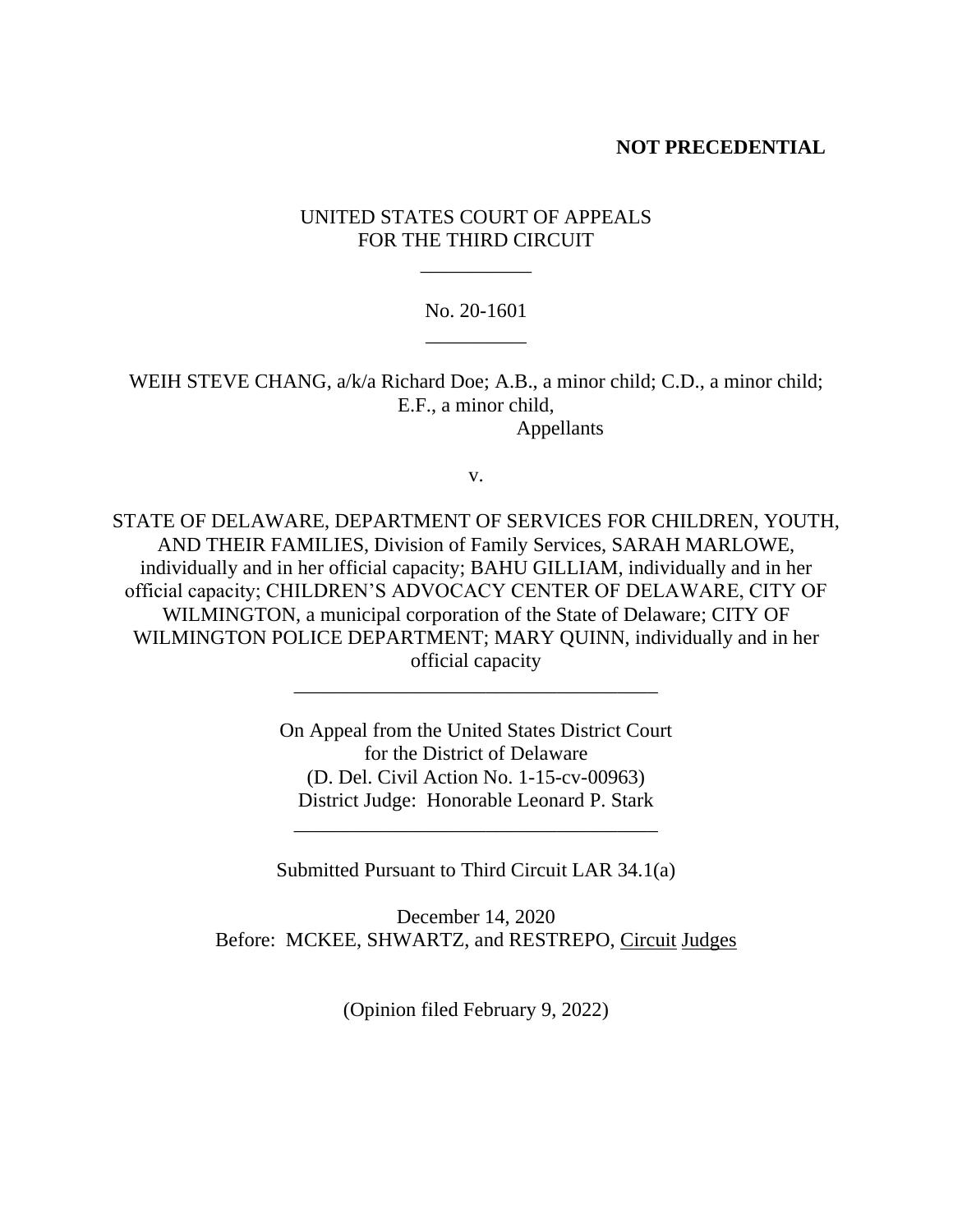**NOT PRECEDENTIAL**

UNITED STATES COURT OF APPEALS
FOR THE THIRD CIRCUIT

\_\_\_\_\_\_\_\_\_\_\_

No. 20-1601

\_\_\_\_\_\_\_\_\_\_

WEIH STEVE CHANG, a/k/a Richard Doe; A.B., a minor child; C.D., a minor child; E.F., a minor child,
Appellants

v.

STATE OF DELAWARE, DEPARTMENT OF SERVICES FOR CHILDREN, YOUTH, AND THEIR FAMILIES, Division of Family Services, SARAH MARLOWE, individually and in her official capacity; BAHU GILLIAM, individually and in her official capacity; CHILDREN'S ADVOCACY CENTER OF DELAWARE, CITY OF WILMINGTON, a municipal corporation of the State of Delaware; CITY OF WILMINGTON POLICE DEPARTMENT; MARY QUINN, individually and in her official capacity

\_\_\_\_\_\_\_\_\_\_\_\_\_\_\_\_\_\_\_\_\_\_\_\_\_\_\_\_\_\_\_\_\_\_\_\_

On Appeal from the United States District Court
for the District of Delaware
(D. Del. Civil Action No. 1-15-cv-00963)
District Judge: Honorable Leonard P. Stark

\_\_\_\_\_\_\_\_\_\_\_\_\_\_\_\_\_\_\_\_\_\_\_\_\_\_\_\_\_\_\_\_\_\_\_\_

Submitted Pursuant to Third Circuit LAR 34.1(a)

December 14, 2020
Before: MCKEE, SHWARTZ, and RESTREPO, Circuit Judges

(Opinion filed February 9, 2022)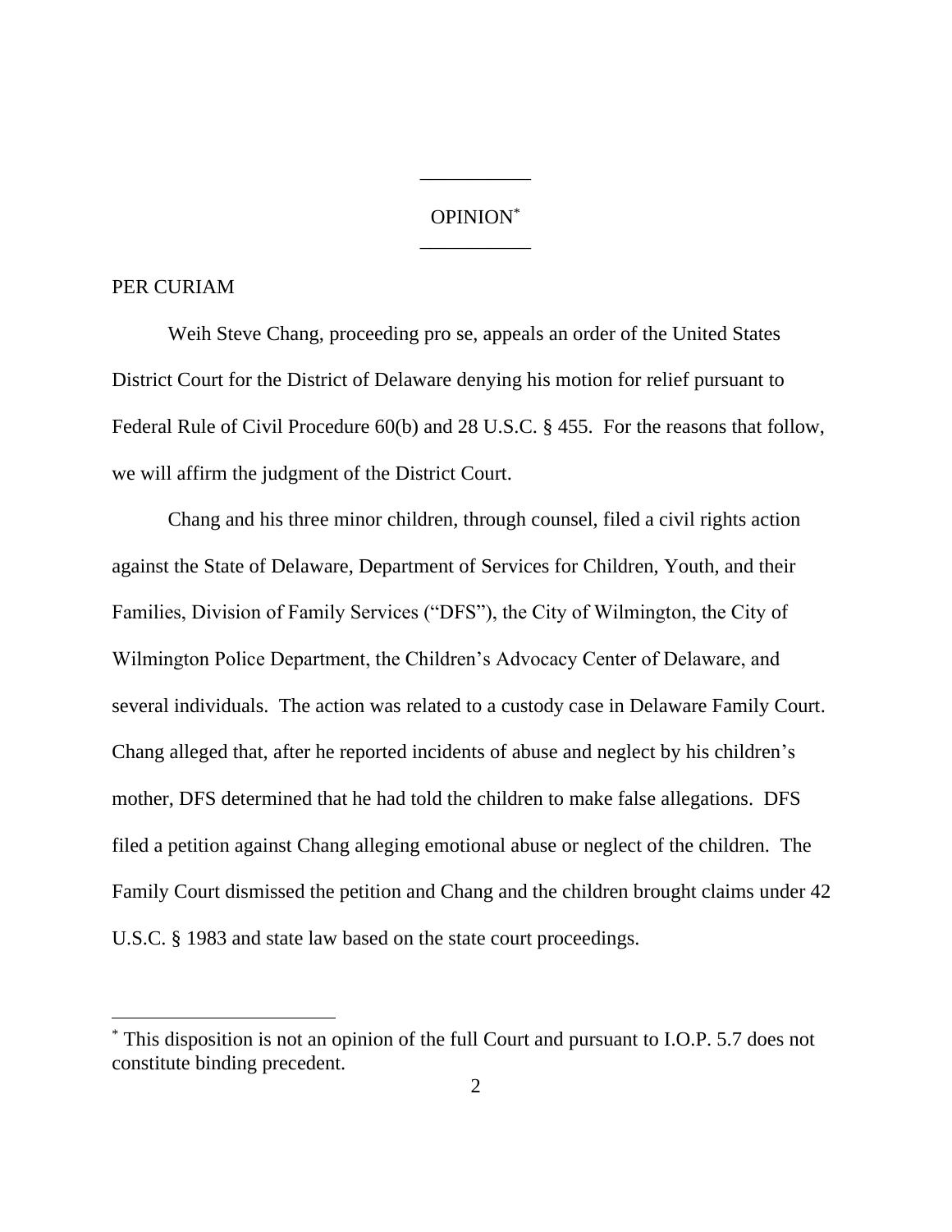OPINION*

PER CURIAM

Weih Steve Chang, proceeding pro se, appeals an order of the United States District Court for the District of Delaware denying his motion for relief pursuant to Federal Rule of Civil Procedure 60(b) and 28 U.S.C. § 455. For the reasons that follow, we will affirm the judgment of the District Court.

Chang and his three minor children, through counsel, filed a civil rights action against the State of Delaware, Department of Services for Children, Youth, and their Families, Division of Family Services ("DFS"), the City of Wilmington, the City of Wilmington Police Department, the Children's Advocacy Center of Delaware, and several individuals. The action was related to a custody case in Delaware Family Court. Chang alleged that, after he reported incidents of abuse and neglect by his children's mother, DFS determined that he had told the children to make false allegations. DFS filed a petition against Chang alleging emotional abuse or neglect of the children. The Family Court dismissed the petition and Chang and the children brought claims under 42 U.S.C. § 1983 and state law based on the state court proceedings.

---

* This disposition is not an opinion of the full Court and pursuant to I.O.P. 5.7 does not constitute binding precedent.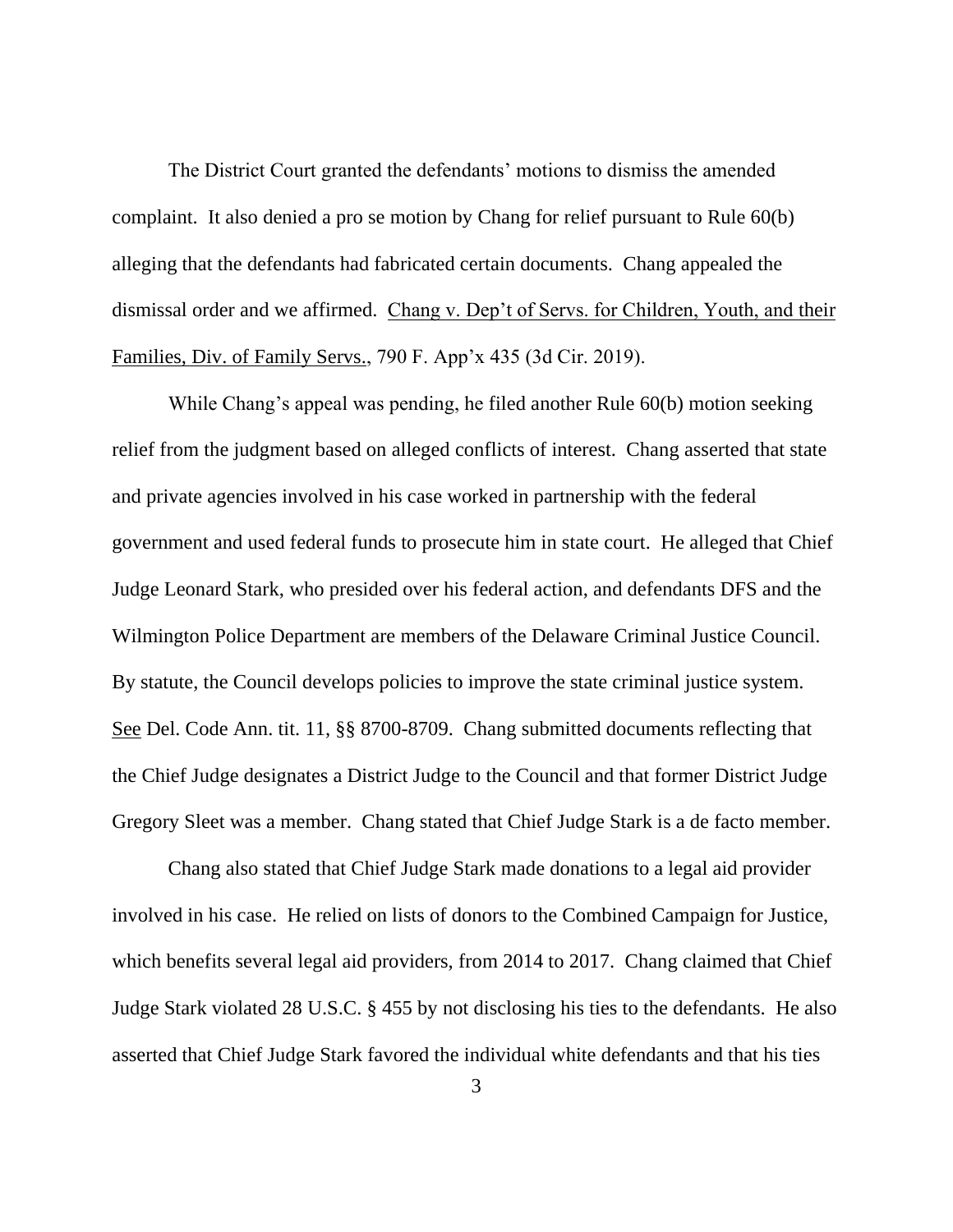The District Court granted the defendants' motions to dismiss the amended complaint. It also denied a pro se motion by Chang for relief pursuant to Rule 60(b) alleging that the defendants had fabricated certain documents. Chang appealed the dismissal order and we affirmed. Chang v. Dep't of Servs. for Children, Youth, and their Families, Div. of Family Servs., 790 F. App'x 435 (3d Cir. 2019).

While Chang's appeal was pending, he filed another Rule 60(b) motion seeking relief from the judgment based on alleged conflicts of interest. Chang asserted that state and private agencies involved in his case worked in partnership with the federal government and used federal funds to prosecute him in state court. He alleged that Chief Judge Leonard Stark, who presided over his federal action, and defendants DFS and the Wilmington Police Department are members of the Delaware Criminal Justice Council. By statute, the Council develops policies to improve the state criminal justice system. See Del. Code Ann. tit. 11, §§ 8700-8709. Chang submitted documents reflecting that the Chief Judge designates a District Judge to the Council and that former District Judge Gregory Sleet was a member. Chang stated that Chief Judge Stark is a de facto member.

Chang also stated that Chief Judge Stark made donations to a legal aid provider involved in his case. He relied on lists of donors to the Combined Campaign for Justice, which benefits several legal aid providers, from 2014 to 2017. Chang claimed that Chief Judge Stark violated 28 U.S.C. § 455 by not disclosing his ties to the defendants. He also asserted that Chief Judge Stark favored the individual white defendants and that his ties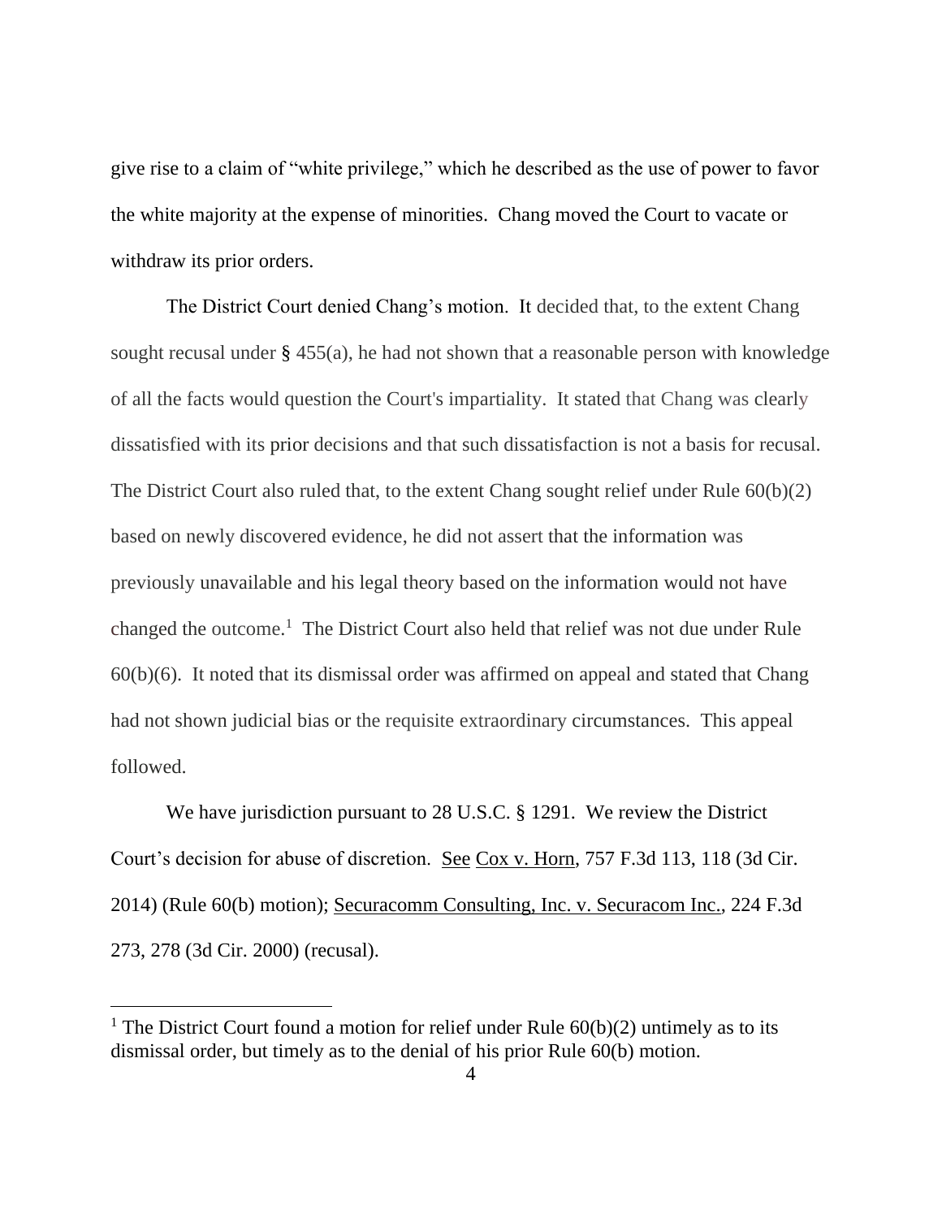give rise to a claim of "white privilege," which he described as the use of power to favor the white majority at the expense of minorities. Chang moved the Court to vacate or withdraw its prior orders.

The District Court denied Chang's motion. It decided that, to the extent Chang sought recusal under § 455(a), he had not shown that a reasonable person with knowledge of all the facts would question the Court's impartiality. It stated that Chang was clearly dissatisfied with its prior decisions and that such dissatisfaction is not a basis for recusal. The District Court also ruled that, to the extent Chang sought relief under Rule 60(b)(2) based on newly discovered evidence, he did not assert that the information was previously unavailable and his legal theory based on the information would not have changed the outcome.[1] The District Court also held that relief was not due under Rule 60(b)(6). It noted that its dismissal order was affirmed on appeal and stated that Chang had not shown judicial bias or the requisite extraordinary circumstances. This appeal followed.

We have jurisdiction pursuant to 28 U.S.C. § 1291. We review the District Court's decision for abuse of discretion. See Cox v. Horn, 757 F.3d 113, 118 (3d Cir. 2014) (Rule 60(b) motion); Securacomm Consulting, Inc. v. Securacom Inc., 224 F.3d 273, 278 (3d Cir. 2000) (recusal).

---

[1] The District Court found a motion for relief under Rule 60(b)(2) untimely as to its dismissal order, but timely as to the denial of his prior Rule 60(b) motion.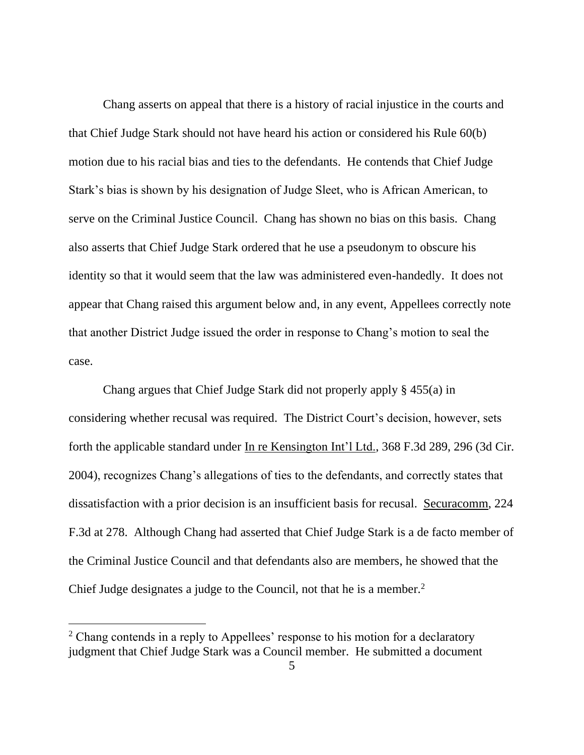Chang asserts on appeal that there is a history of racial injustice in the courts and that Chief Judge Stark should not have heard his action or considered his Rule 60(b) motion due to his racial bias and ties to the defendants. He contends that Chief Judge Stark's bias is shown by his designation of Judge Sleet, who is African American, to serve on the Criminal Justice Council. Chang has shown no bias on this basis. Chang also asserts that Chief Judge Stark ordered that he use a pseudonym to obscure his identity so that it would seem that the law was administered even-handedly. It does not appear that Chang raised this argument below and, in any event, Appellees correctly note that another District Judge issued the order in response to Chang's motion to seal the case.

Chang argues that Chief Judge Stark did not properly apply § 455(a) in considering whether recusal was required. The District Court's decision, however, sets forth the applicable standard under In re Kensington Int'l Ltd., 368 F.3d 289, 296 (3d Cir. 2004), recognizes Chang's allegations of ties to the defendants, and correctly states that dissatisfaction with a prior decision is an insufficient basis for recusal. Securacomm, 224 F.3d at 278. Although Chang had asserted that Chief Judge Stark is a de facto member of the Criminal Justice Council and that defendants also are members, he showed that the Chief Judge designates a judge to the Council, not that he is a member.[2]

[2] Chang contends in a reply to Appellees' response to his motion for a declaratory judgment that Chief Judge Stark was a Council member. He submitted a document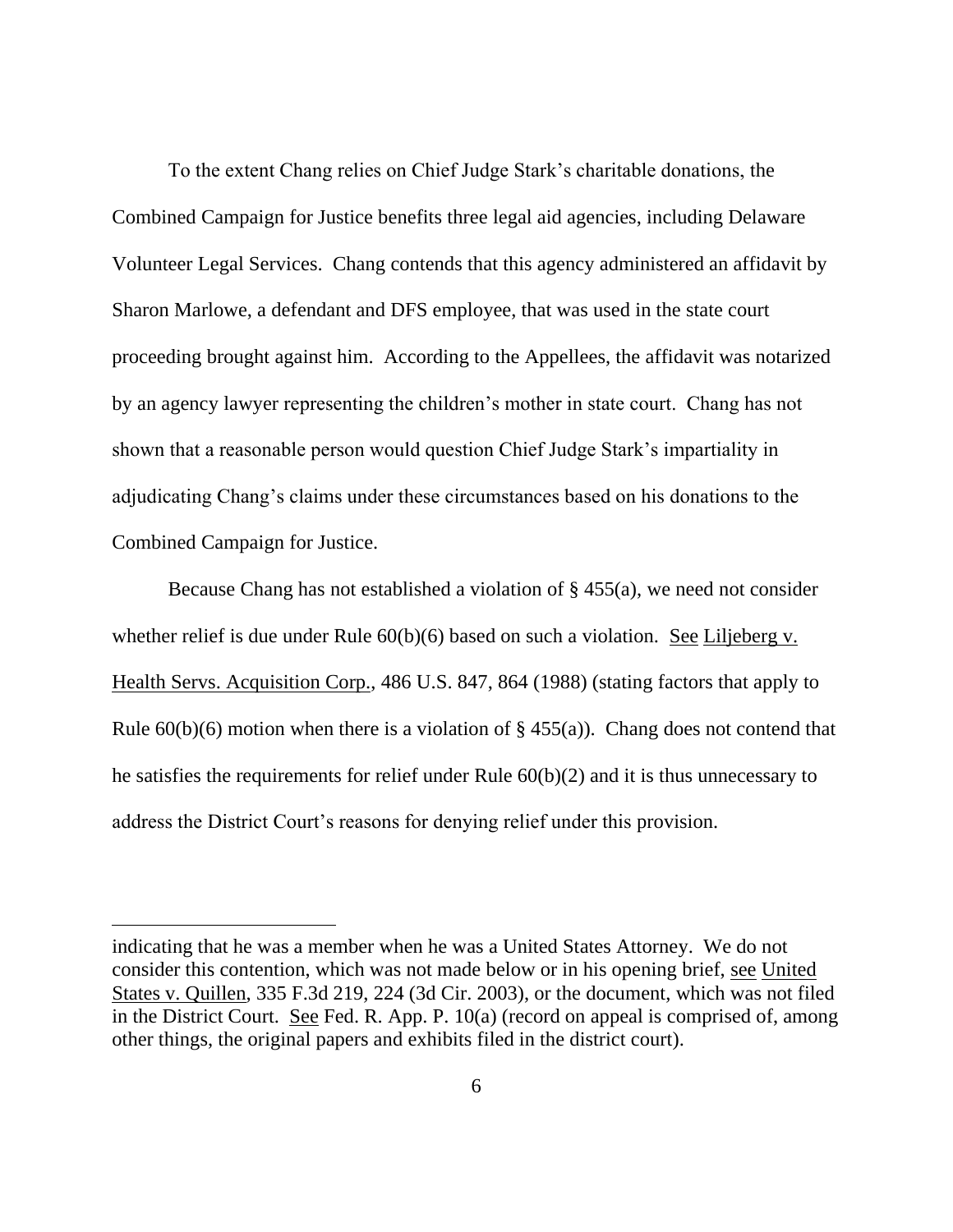To the extent Chang relies on Chief Judge Stark's charitable donations, the Combined Campaign for Justice benefits three legal aid agencies, including Delaware Volunteer Legal Services. Chang contends that this agency administered an affidavit by Sharon Marlowe, a defendant and DFS employee, that was used in the state court proceeding brought against him. According to the Appellees, the affidavit was notarized by an agency lawyer representing the children's mother in state court. Chang has not shown that a reasonable person would question Chief Judge Stark's impartiality in adjudicating Chang's claims under these circumstances based on his donations to the Combined Campaign for Justice.

Because Chang has not established a violation of § 455(a), we need not consider whether relief is due under Rule 60(b)(6) based on such a violation. See Liljeberg v. Health Servs. Acquisition Corp., 486 U.S. 847, 864 (1988) (stating factors that apply to Rule 60(b)(6) motion when there is a violation of § 455(a)). Chang does not contend that he satisfies the requirements for relief under Rule 60(b)(2) and it is thus unnecessary to address the District Court's reasons for denying relief under this provision.

---

indicating that he was a member when he was a United States Attorney. We do not consider this contention, which was not made below or in his opening brief, see United States v. Quillen, 335 F.3d 219, 224 (3d Cir. 2003), or the document, which was not filed in the District Court. See Fed. R. App. P. 10(a) (record on appeal is comprised of, among other things, the original papers and exhibits filed in the district court).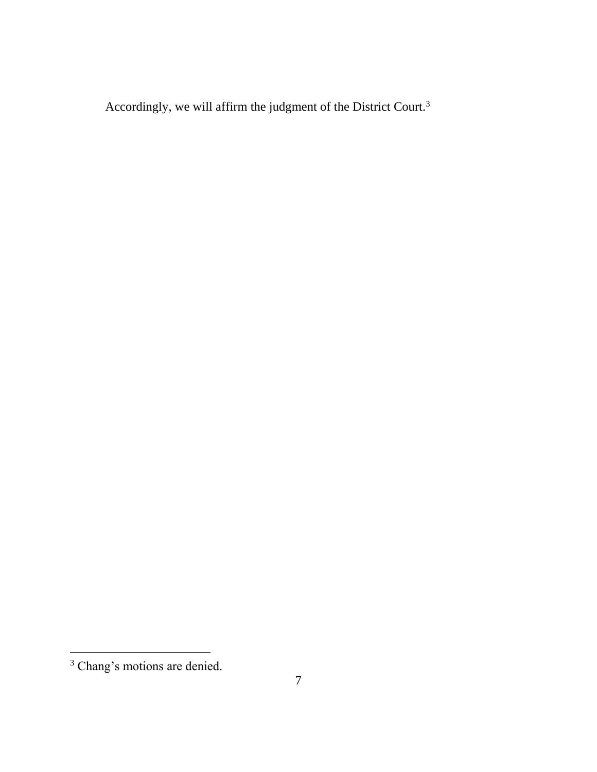Accordingly, we will affirm the judgment of the District Court.[3]

[3] Chang's motions are denied.